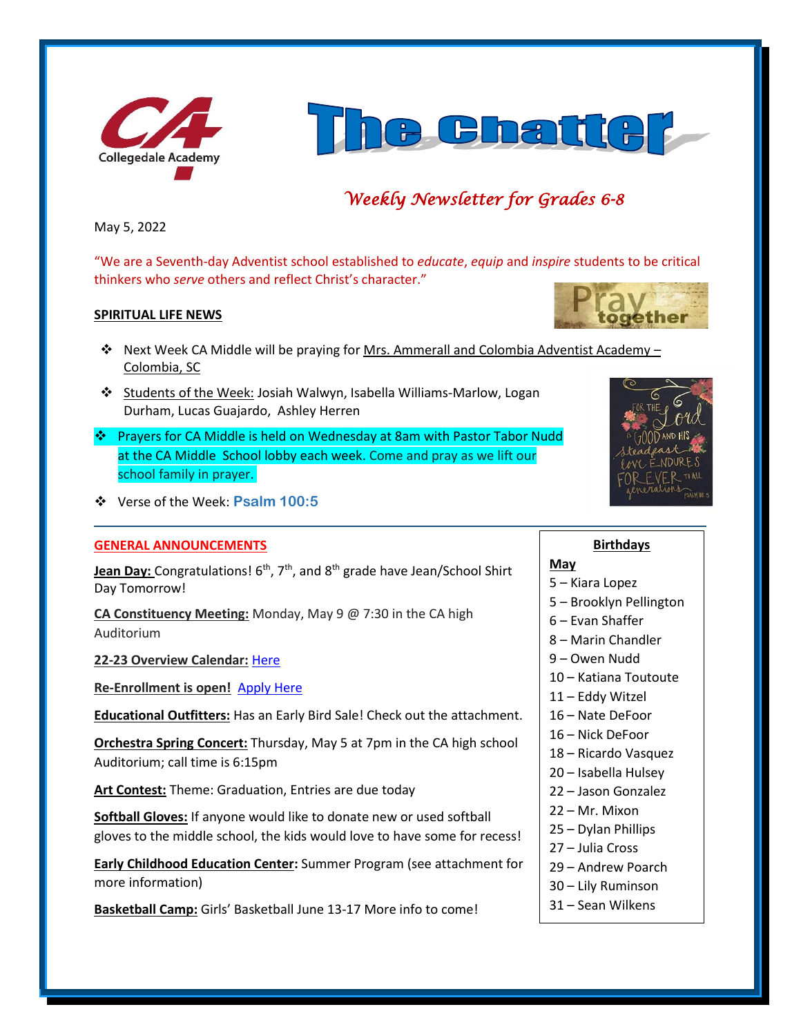# The Chatter

*Weekly Newsletter for Grades 6-8*

May 5, 2022

"We are a Seventh-day Adventist school established to *educate*, *equip* and *inspire* students to be critical thinkers who *serve* others and reflect Christ's character."

## SPIRITUAL LIFE NEWS

- Next Week CA Middle will be praying for Mrs. Ammerall and Colombia Adventist Academy – Colombia, SC
- Students of the Week: Josiah Walwyn, Isabella Williams-Marlow, Logan Durham, Lucas Guajardo, Ashley Herren
- Prayers for CA Middle is held on Wednesday at 8am with Pastor Tabor Nudd at the CA Middle School lobby each week. Come and pray as we lift our school family in prayer.
- Verse of the Week: **Psalm 100:5**

## GENERAL ANNOUNCEMENTS

**Jean Day:** Congratulations! 6th, 7th, and 8th grade have Jean/School Shirt Day Tomorrow!

**CA Constituency Meeting:** Monday, May 9 @ 7:30 in the CA high Auditorium

**22-23 Overview Calendar:** Here

**Re-Enrollment is open!** Apply Here

**Educational Outfitters:** Has an Early Bird Sale! Check out the attachment.

**Orchestra Spring Concert:** Thursday, May 5 at 7pm in the CA high school Auditorium; call time is 6:15pm

**Art Contest:** Theme: Graduation, Entries are due today

**Softball Gloves:** If anyone would like to donate new or used softball gloves to the middle school, the kids would love to have some for recess!

**Early Childhood Education Center:** Summer Program (see attachment for more information)

**Basketball Camp:** Girls' Basketball June 13-17 More info to come!

### Birthdays

**May**

5 – Kiara Lopez
5 – Brooklyn Pellington
6 – Evan Shaffer
8 – Marin Chandler
9 – Owen Nudd
10 – Katiana Toutoute
11 – Eddy Witzel
16 – Nate DeFoor
16 – Nick DeFoor
18 – Ricardo Vasquez
20 – Isabella Hulsey
22 – Jason Gonzalez
22 – Mr. Mixon
25 – Dylan Phillips
27 – Julia Cross
29 – Andrew Poarch
30 – Lily Ruminson
31 – Sean Wilkens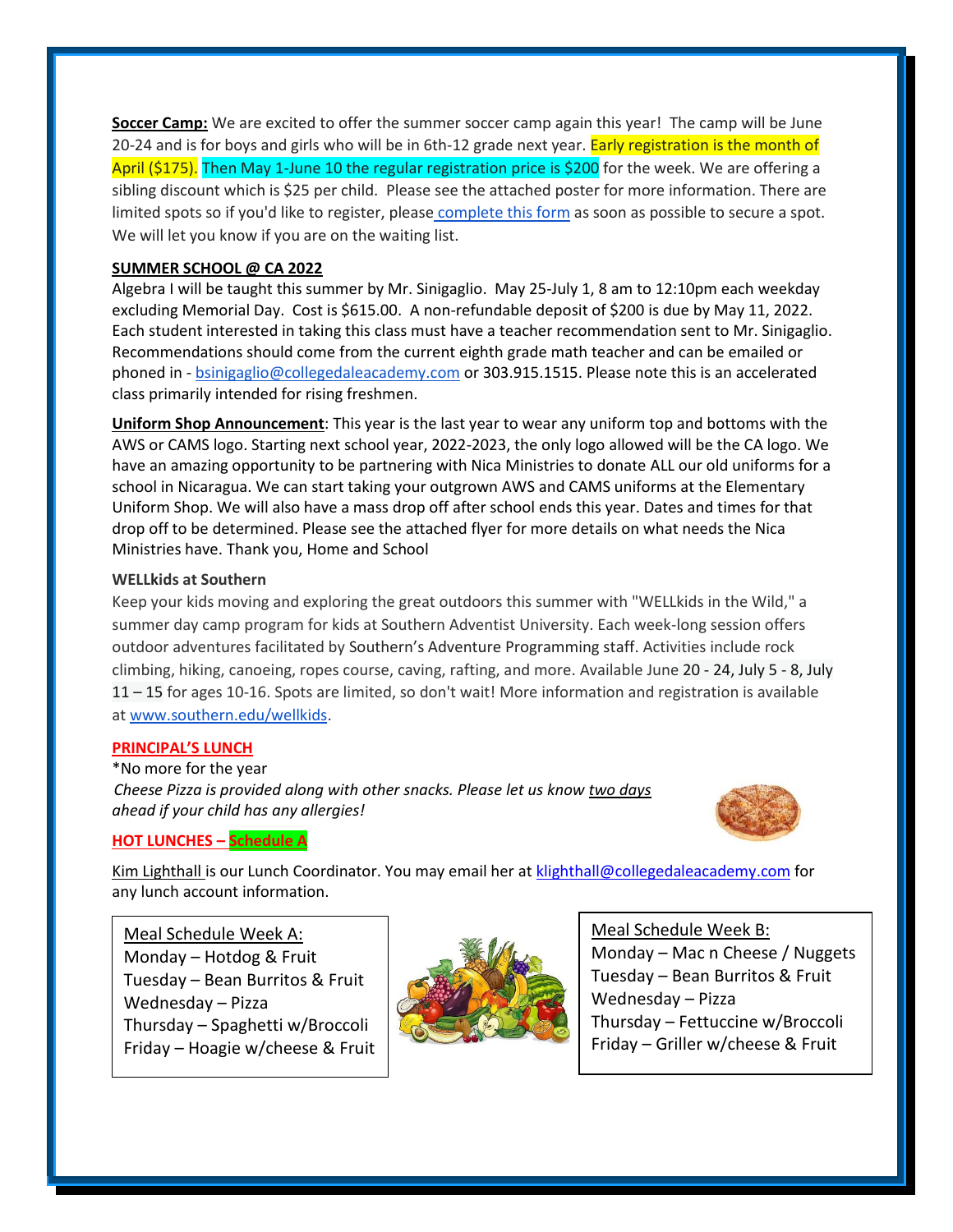**Soccer Camp:** We are excited to offer the summer soccer camp again this year! The camp will be June 20-24 and is for boys and girls who will be in 6th-12 grade next year. Early registration is the month of April ($175). Then May 1-June 10 the regular registration price is $200 for the week. We are offering a sibling discount which is $25 per child. Please see the attached poster for more information. There are limited spots so if you'd like to register, please complete this form as soon as possible to secure a spot. We will let you know if you are on the waiting list.

**SUMMER SCHOOL @ CA 2022**

Algebra I will be taught this summer by Mr. Sinigaglio. May 25-July 1, 8 am to 12:10pm each weekday excluding Memorial Day. Cost is $615.00. A non-refundable deposit of $200 is due by May 11, 2022. Each student interested in taking this class must have a teacher recommendation sent to Mr. Sinigaglio. Recommendations should come from the current eighth grade math teacher and can be emailed or phoned in - bsinigaglio@collegedaleacademy.com or 303.915.1515. Please note this is an accelerated class primarily intended for rising freshmen.

**Uniform Shop Announcement**: This year is the last year to wear any uniform top and bottoms with the AWS or CAMS logo. Starting next school year, 2022-2023, the only logo allowed will be the CA logo. We have an amazing opportunity to be partnering with Nica Ministries to donate ALL our old uniforms for a school in Nicaragua. We can start taking your outgrown AWS and CAMS uniforms at the Elementary Uniform Shop. We will also have a mass drop off after school ends this year. Dates and times for that drop off to be determined. Please see the attached flyer for more details on what needs the Nica Ministries have. Thank you, Home and School

**WELLkids at Southern**

Keep your kids moving and exploring the great outdoors this summer with "WELLkids in the Wild," a summer day camp program for kids at Southern Adventist University. Each week-long session offers outdoor adventures facilitated by Southern's Adventure Programming staff. Activities include rock climbing, hiking, canoeing, ropes course, caving, rafting, and more. Available June 20 - 24, July 5 - 8, July 11 – 15 for ages 10-16. Spots are limited, so don't wait! More information and registration is available at www.southern.edu/wellkids.

**PRINCIPAL'S LUNCH**

*No more for the year

*Cheese Pizza is provided along with other snacks. Please let us know two days ahead if your child has any allergies!*

**HOT LUNCHES – Schedule A**

Kim Lighthall is our Lunch Coordinator. You may email her at klighthall@collegedaleacademy.com for any lunch account information.

Meal Schedule Week A:

- Monday – Hotdog & Fruit
- Tuesday – Bean Burritos & Fruit
- Wednesday – Pizza
- Thursday – Spaghetti w/Broccoli
- Friday – Hoagie w/cheese & Fruit

Meal Schedule Week B:

- Monday – Mac n Cheese / Nuggets
- Tuesday – Bean Burritos & Fruit
- Wednesday – Pizza
- Thursday – Fettuccine w/Broccoli
- Friday – Griller w/cheese & Fruit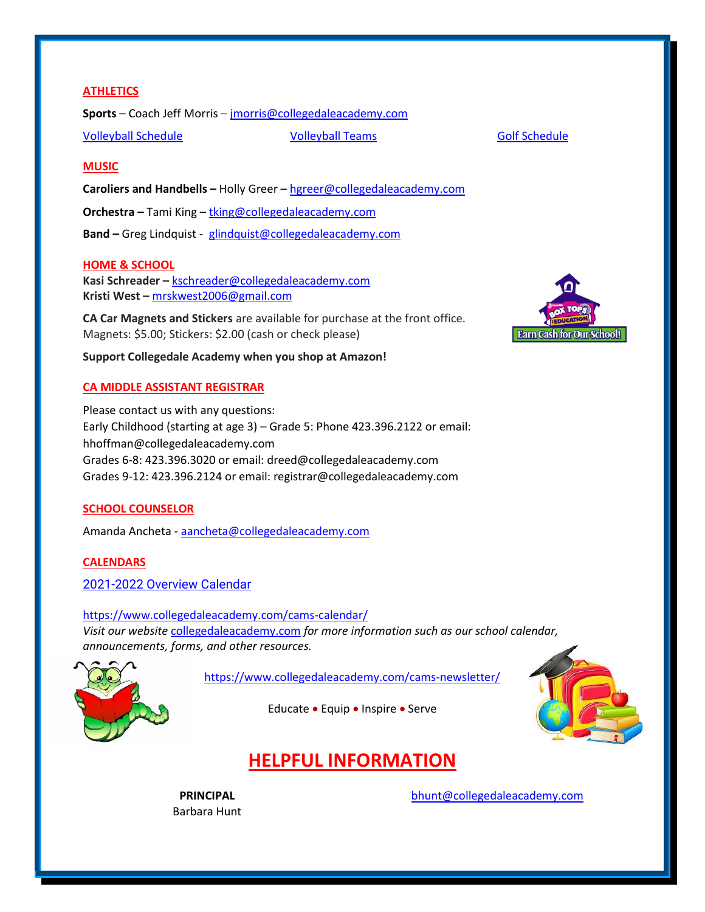## ATHLETICS

**Sports** – Coach Jeff Morris – jmorris@collegedaleacademy.com

Volleyball Schedule Volleyball Teams Golf Schedule

## MUSIC

**Caroliers and Handbells –** Holly Greer – hgreer@collegedaleacademy.com

**Orchestra –** Tami King – tking@collegedaleacademy.com

**Band –** Greg Lindquist - glindquist@collegedaleacademy.com

## HOME & SCHOOL

**Kasi Schreader –** kschreader@collegedaleacademy.com
**Kristi West –** mrskwest2006@gmail.com

**CA Car Magnets and Stickers** are available for purchase at the front office.
Magnets: $5.00; Stickers: $2.00 (cash or check please)

**Support Collegedale Academy when you shop at Amazon!**

## CA MIDDLE ASSISTANT REGISTRAR

Please contact us with any questions:
Early Childhood (starting at age 3) – Grade 5: Phone 423.396.2122 or email: hhoffman@collegedaleacademy.com
Grades 6-8: 423.396.3020 or email: dreed@collegedaleacademy.com
Grades 9-12: 423.396.2124 or email: registrar@collegedaleacademy.com

## SCHOOL COUNSELOR

Amanda Ancheta - aancheta@collegedaleacademy.com

## CALENDARS

2021-2022 Overview Calendar

https://www.collegedaleacademy.com/cams-calendar/
*Visit our website collegedaleacademy.com for more information such as our school calendar, announcements, forms, and other resources.*

https://www.collegedaleacademy.com/cams-newsletter/

Educate • Equip • Inspire • Serve

# HELPFUL INFORMATION

**PRINCIPAL**
Barbara Hunt

bhunt@collegedaleacademy.com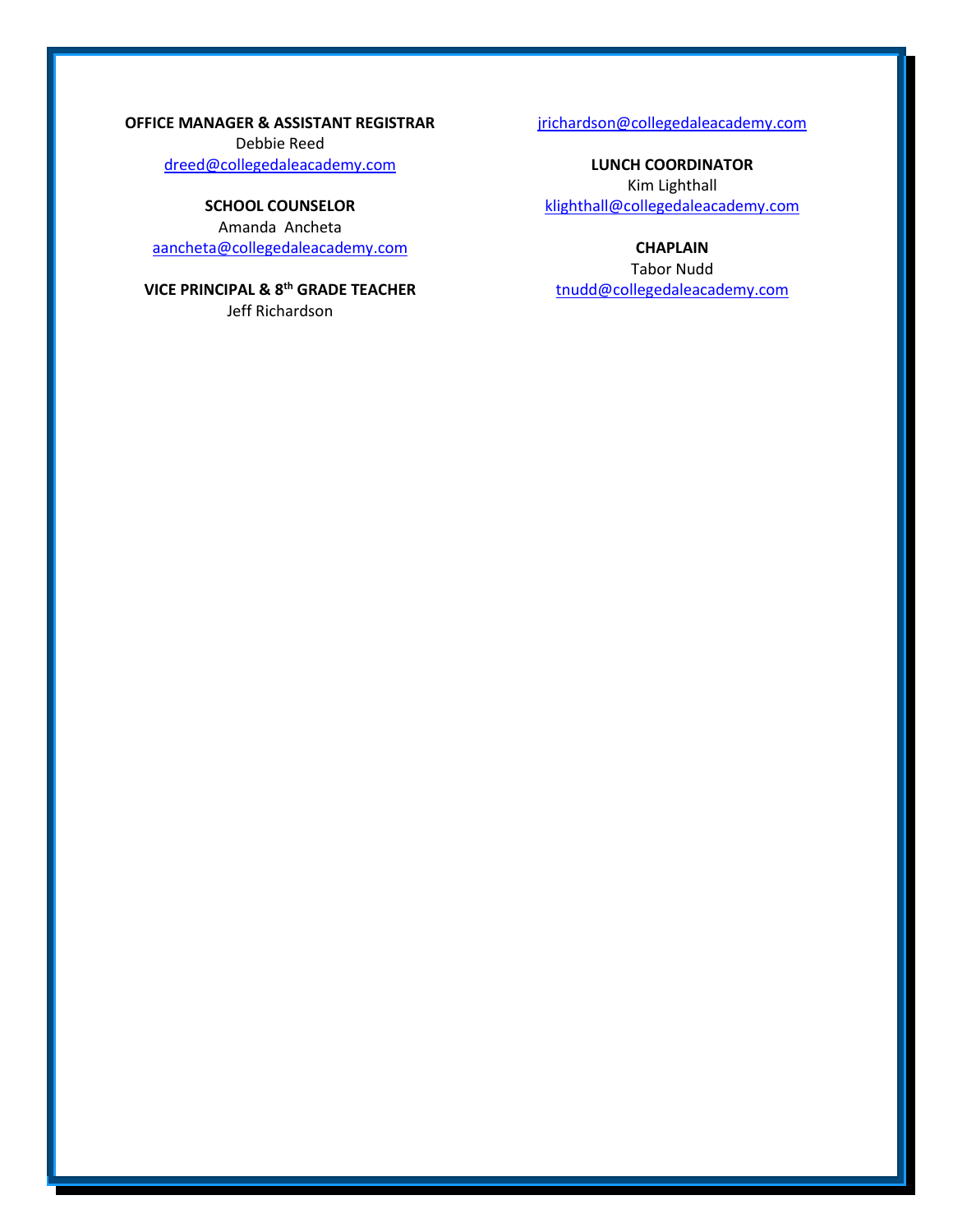**OFFICE MANAGER & ASSISTANT REGISTRAR**
Debbie Reed
dreed@collegedaleacademy.com

**SCHOOL COUNSELOR**
Amanda Ancheta
aancheta@collegedaleacademy.com

**VICE PRINCIPAL & 8th GRADE TEACHER**
Jeff Richardson
jrichardson@collegedaleacademy.com

**LUNCH COORDINATOR**
Kim Lighthall
klighthall@collegedaleacademy.com

**CHAPLAIN**
Tabor Nudd
tnudd@collegedaleacademy.com